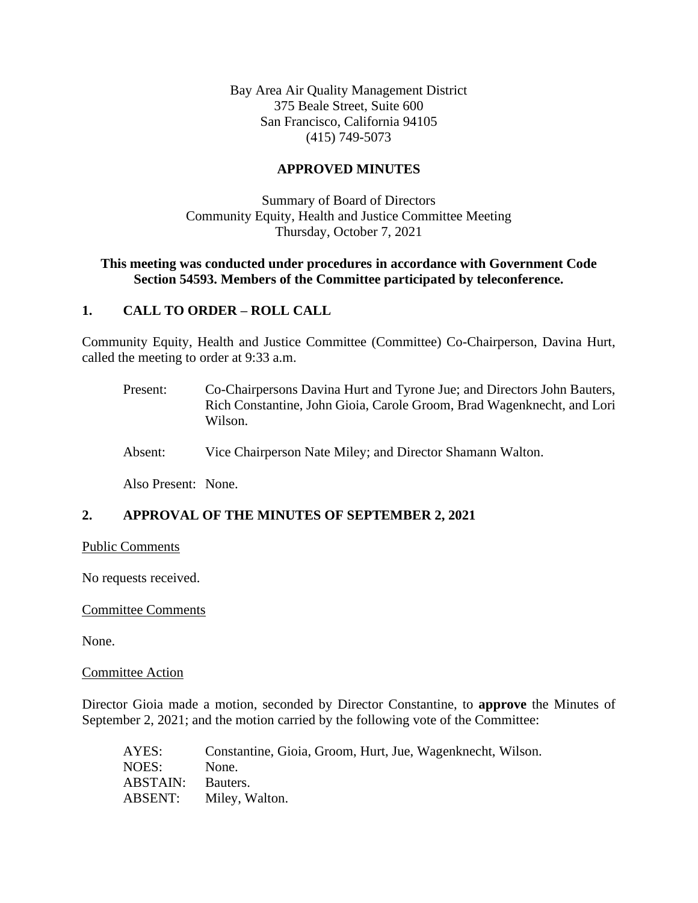Bay Area Air Quality Management District
375 Beale Street, Suite 600
San Francisco, California 94105
(415) 749-5073

**APPROVED MINUTES**

Summary of Board of Directors
Community Equity, Health and Justice Committee Meeting
Thursday, October 7, 2021

**This meeting was conducted under procedures in accordance with Government Code Section 54593. Members of the Committee participated by teleconference.**

## 1. CALL TO ORDER – ROLL CALL

Community Equity, Health and Justice Committee (Committee) Co-Chairperson, Davina Hurt, called the meeting to order at 9:33 a.m.

Present: Co-Chairpersons Davina Hurt and Tyrone Jue; and Directors John Bauters, Rich Constantine, John Gioia, Carole Groom, Brad Wagenknecht, and Lori Wilson.

Absent: Vice Chairperson Nate Miley; and Director Shamann Walton.

Also Present: None.

## 2. APPROVAL OF THE MINUTES OF SEPTEMBER 2, 2021

Public Comments

No requests received.

Committee Comments

None.

Committee Action

Director Gioia made a motion, seconded by Director Constantine, to **approve** the Minutes of September 2, 2021; and the motion carried by the following vote of the Committee:

AYES: Constantine, Gioia, Groom, Hurt, Jue, Wagenknecht, Wilson.
NOES: None.
ABSTAIN: Bauters.
ABSENT: Miley, Walton.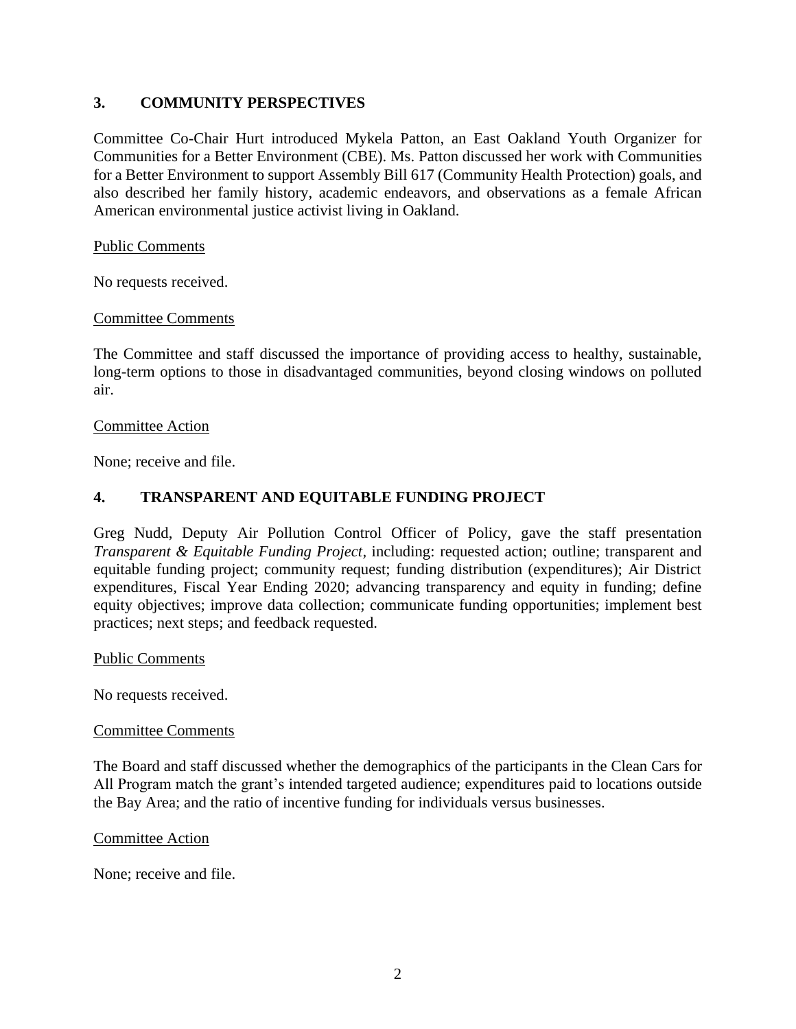## 3. COMMUNITY PERSPECTIVES

Committee Co-Chair Hurt introduced Mykela Patton, an East Oakland Youth Organizer for Communities for a Better Environment (CBE). Ms. Patton discussed her work with Communities for a Better Environment to support Assembly Bill 617 (Community Health Protection) goals, and also described her family history, academic endeavors, and observations as a female African American environmental justice activist living in Oakland.

Public Comments

No requests received.

Committee Comments

The Committee and staff discussed the importance of providing access to healthy, sustainable, long-term options to those in disadvantaged communities, beyond closing windows on polluted air.

Committee Action

None; receive and file.

## 4. TRANSPARENT AND EQUITABLE FUNDING PROJECT

Greg Nudd, Deputy Air Pollution Control Officer of Policy, gave the staff presentation *Transparent & Equitable Funding Project,* including: requested action; outline; transparent and equitable funding project; community request; funding distribution (expenditures); Air District expenditures, Fiscal Year Ending 2020; advancing transparency and equity in funding; define equity objectives; improve data collection; communicate funding opportunities; implement best practices; next steps; and feedback requested.

Public Comments

No requests received.

Committee Comments

The Board and staff discussed whether the demographics of the participants in the Clean Cars for All Program match the grant's intended targeted audience; expenditures paid to locations outside the Bay Area; and the ratio of incentive funding for individuals versus businesses.

Committee Action

None; receive and file.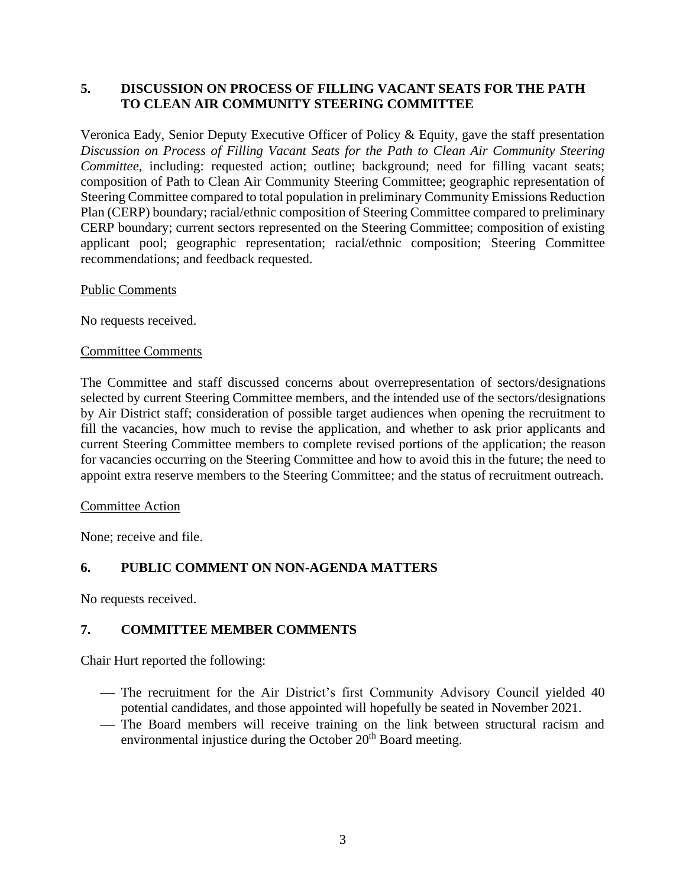## 5. DISCUSSION ON PROCESS OF FILLING VACANT SEATS FOR THE PATH TO CLEAN AIR COMMUNITY STEERING COMMITTEE

Veronica Eady, Senior Deputy Executive Officer of Policy & Equity, gave the staff presentation *Discussion on Process of Filling Vacant Seats for the Path to Clean Air Community Steering Committee*, including: requested action; outline; background; need for filling vacant seats; composition of Path to Clean Air Community Steering Committee; geographic representation of Steering Committee compared to total population in preliminary Community Emissions Reduction Plan (CERP) boundary; racial/ethnic composition of Steering Committee compared to preliminary CERP boundary; current sectors represented on the Steering Committee; composition of existing applicant pool; geographic representation; racial/ethnic composition; Steering Committee recommendations; and feedback requested.

<u>Public Comments</u>

No requests received.

<u>Committee Comments</u>

The Committee and staff discussed concerns about overrepresentation of sectors/designations selected by current Steering Committee members, and the intended use of the sectors/designations by Air District staff; consideration of possible target audiences when opening the recruitment to fill the vacancies, how much to revise the application, and whether to ask prior applicants and current Steering Committee members to complete revised portions of the application; the reason for vacancies occurring on the Steering Committee and how to avoid this in the future; the need to appoint extra reserve members to the Steering Committee; and the status of recruitment outreach.

<u>Committee Action</u>

None; receive and file.

## 6. PUBLIC COMMENT ON NON-AGENDA MATTERS

No requests received.

## 7. COMMITTEE MEMBER COMMENTS

Chair Hurt reported the following:

- The recruitment for the Air District's first Community Advisory Council yielded 40 potential candidates, and those appointed will hopefully be seated in November 2021.
- The Board members will receive training on the link between structural racism and environmental injustice during the October 20th Board meeting.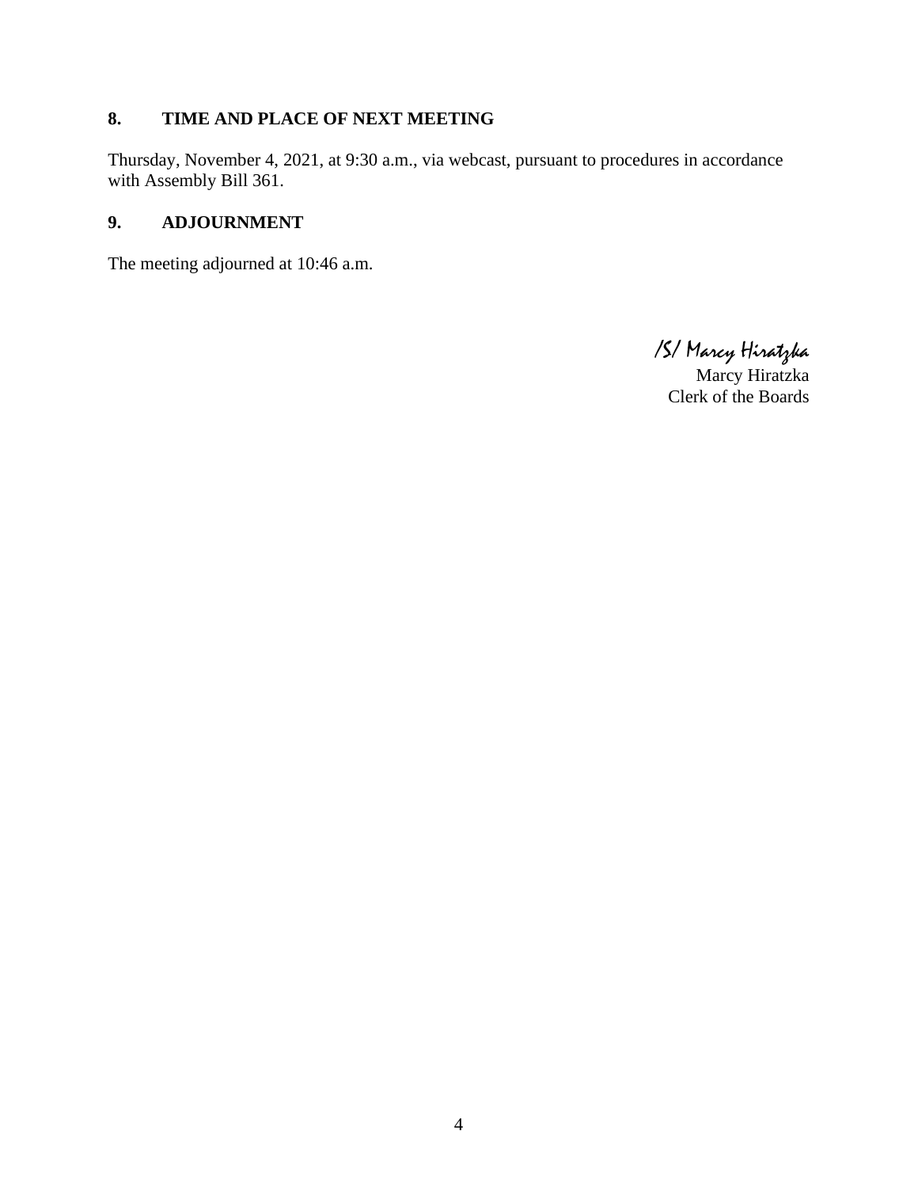## 8. TIME AND PLACE OF NEXT MEETING

Thursday, November 4, 2021, at 9:30 a.m., via webcast, pursuant to procedures in accordance with Assembly Bill 361.

## 9. ADJOURNMENT

The meeting adjourned at 10:46 a.m.

/S/ Marcy Hiratzka
Marcy Hiratzka
Clerk of the Boards